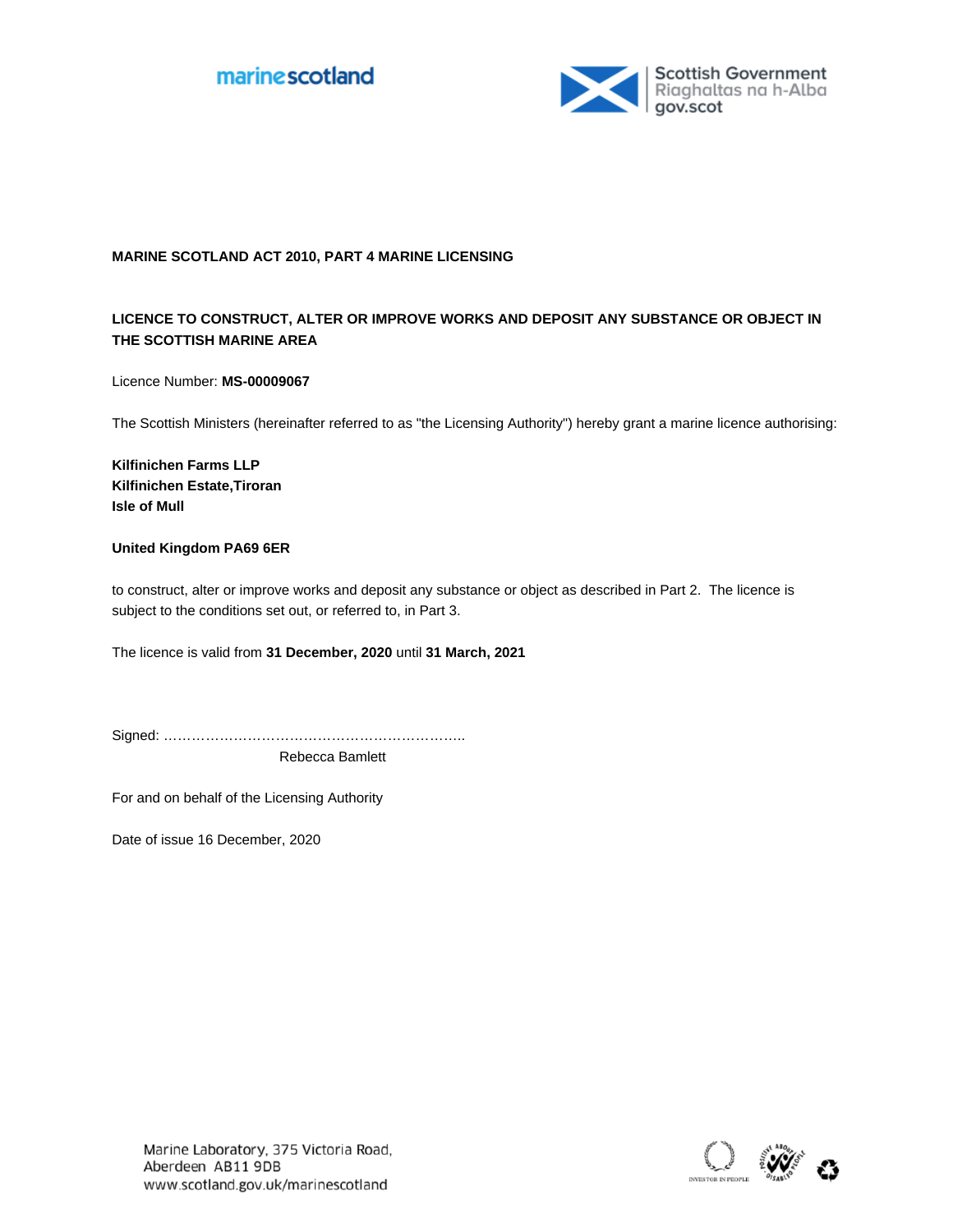**MARINE SCOTLAND ACT 2010, PART 4 MARINE LICENSING**

**LICENCE TO CONSTRUCT, ALTER OR IMPROVE WORKS AND DEPOSIT ANY SUBSTANCE OR OBJECT IN THE SCOTTISH MARINE AREA**

Licence Number: **MS-00009067**

The Scottish Ministers (hereinafter referred to as "the Licensing Authority") hereby grant a marine licence authorising:

**Kilfinichen Farms LLP**
**Kilfinichen Estate,Tiroran**
**Isle of Mull**

**United Kingdom PA69 6ER**

to construct, alter or improve works and deposit any substance or object as described in Part 2. The licence is subject to the conditions set out, or referred to, in Part 3.

The licence is valid from **31 December, 2020** until **31 March, 2021**

Signed: …………………………………………………………..
Rebecca Bamlett

For and on behalf of the Licensing Authority

Date of issue 16 December, 2020

Marine Laboratory, 375 Victoria Road,
Aberdeen AB11 9DB
www.scotland.gov.uk/marinescotland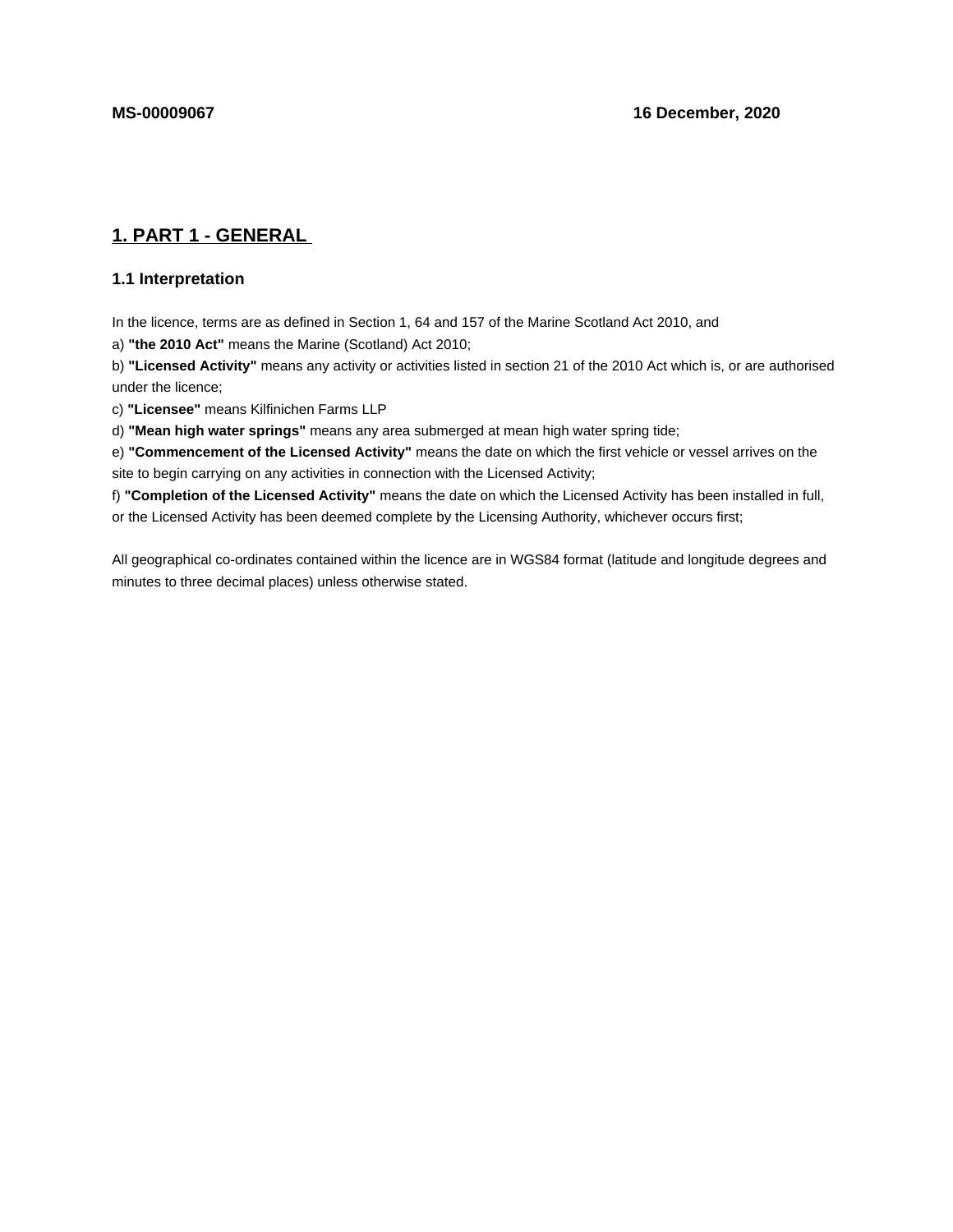**MS-00009067** **16 December, 2020**

# 1. PART 1 - GENERAL

## 1.1 Interpretation

In the licence, terms are as defined in Section 1, 64 and 157 of the Marine Scotland Act 2010, and

a) **"the 2010 Act"** means the Marine (Scotland) Act 2010;

b) **"Licensed Activity"** means any activity or activities listed in section 21 of the 2010 Act which is, or are authorised under the licence;

c) **"Licensee"** means Kilfinichen Farms LLP

d) **"Mean high water springs"** means any area submerged at mean high water spring tide;

e) **"Commencement of the Licensed Activity"** means the date on which the first vehicle or vessel arrives on the site to begin carrying on any activities in connection with the Licensed Activity;

f) **"Completion of the Licensed Activity"** means the date on which the Licensed Activity has been installed in full, or the Licensed Activity has been deemed complete by the Licensing Authority, whichever occurs first;

All geographical co-ordinates contained within the licence are in WGS84 format (latitude and longitude degrees and minutes to three decimal places) unless otherwise stated.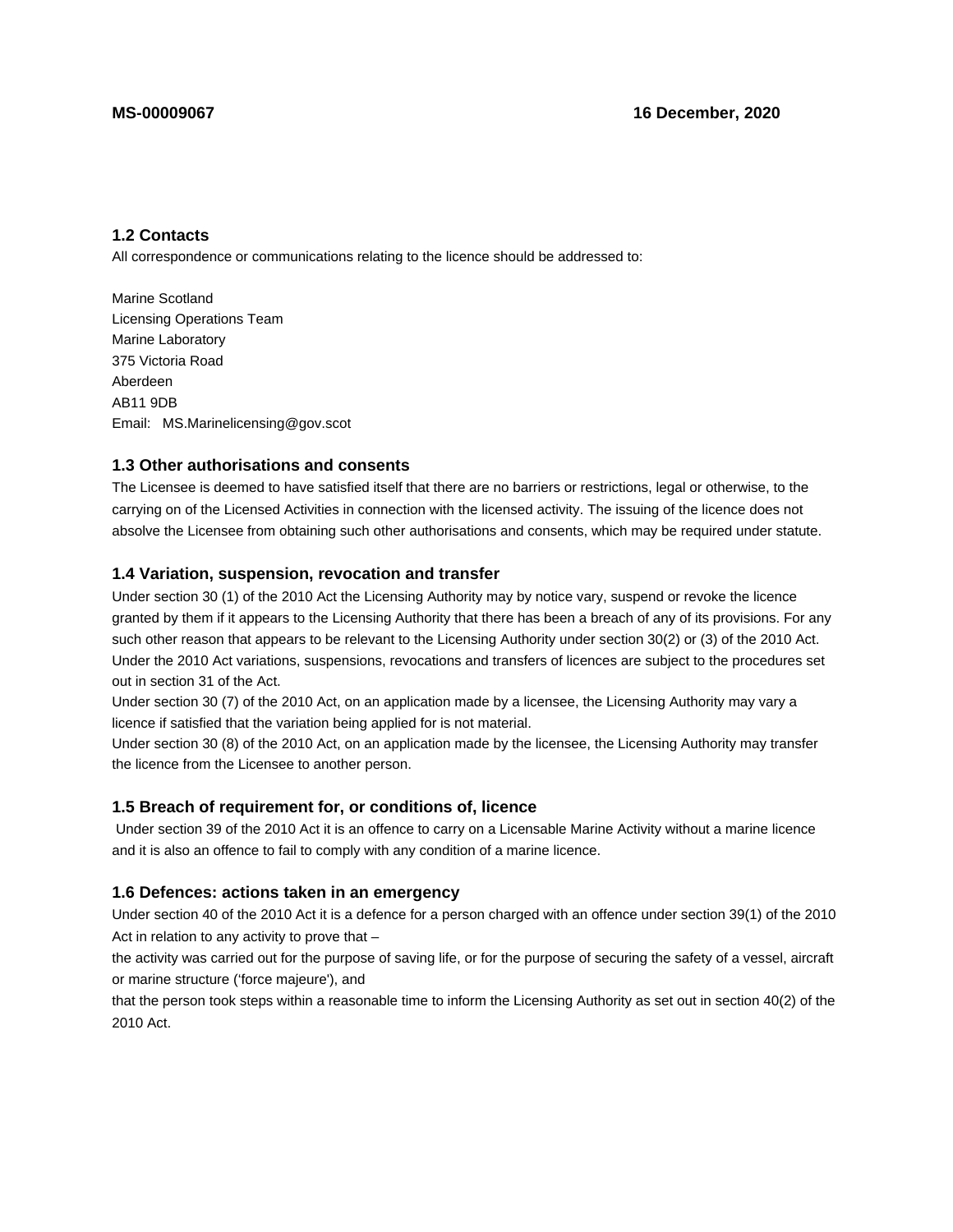### 1.2 Contacts

All correspondence or communications relating to the licence should be addressed to:

Marine Scotland
Licensing Operations Team
Marine Laboratory
375 Victoria Road
Aberdeen
AB11 9DB
Email: MS.Marinelicensing@gov.scot

### 1.3 Other authorisations and consents

The Licensee is deemed to have satisfied itself that there are no barriers or restrictions, legal or otherwise, to the carrying on of the Licensed Activities in connection with the licensed activity. The issuing of the licence does not absolve the Licensee from obtaining such other authorisations and consents, which may be required under statute.

### 1.4 Variation, suspension, revocation and transfer

Under section 30 (1) of the 2010 Act the Licensing Authority may by notice vary, suspend or revoke the licence granted by them if it appears to the Licensing Authority that there has been a breach of any of its provisions. For any such other reason that appears to be relevant to the Licensing Authority under section 30(2) or (3) of the 2010 Act. Under the 2010 Act variations, suspensions, revocations and transfers of licences are subject to the procedures set out in section 31 of the Act.

Under section 30 (7) of the 2010 Act, on an application made by a licensee, the Licensing Authority may vary a licence if satisfied that the variation being applied for is not material.

Under section 30 (8) of the 2010 Act, on an application made by the licensee, the Licensing Authority may transfer the licence from the Licensee to another person.

### 1.5 Breach of requirement for, or conditions of, licence

Under section 39 of the 2010 Act it is an offence to carry on a Licensable Marine Activity without a marine licence and it is also an offence to fail to comply with any condition of a marine licence.

### 1.6 Defences: actions taken in an emergency

Under section 40 of the 2010 Act it is a defence for a person charged with an offence under section 39(1) of the 2010 Act in relation to any activity to prove that –

the activity was carried out for the purpose of saving life, or for the purpose of securing the safety of a vessel, aircraft or marine structure ('force majeure'), and

that the person took steps within a reasonable time to inform the Licensing Authority as set out in section 40(2) of the 2010 Act.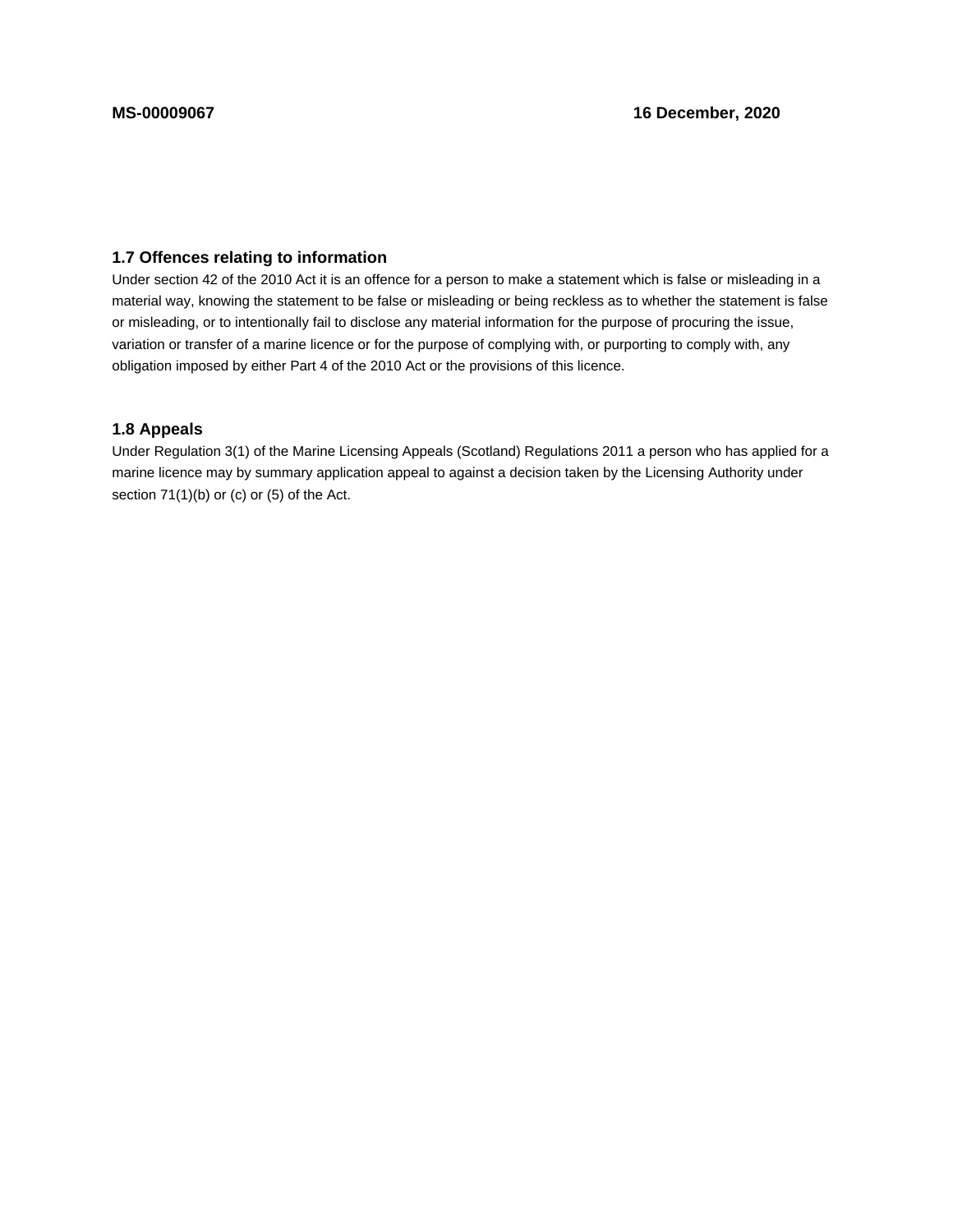### 1.7 Offences relating to information

Under section 42 of the 2010 Act it is an offence for a person to make a statement which is false or misleading in a material way, knowing the statement to be false or misleading or being reckless as to whether the statement is false or misleading, or to intentionally fail to disclose any material information for the purpose of procuring the issue, variation or transfer of a marine licence or for the purpose of complying with, or purporting to comply with, any obligation imposed by either Part 4 of the 2010 Act or the provisions of this licence.

### 1.8 Appeals

Under Regulation 3(1) of the Marine Licensing Appeals (Scotland) Regulations 2011 a person who has applied for a marine licence may by summary application appeal to against a decision taken by the Licensing Authority under section 71(1)(b) or (c) or (5) of the Act.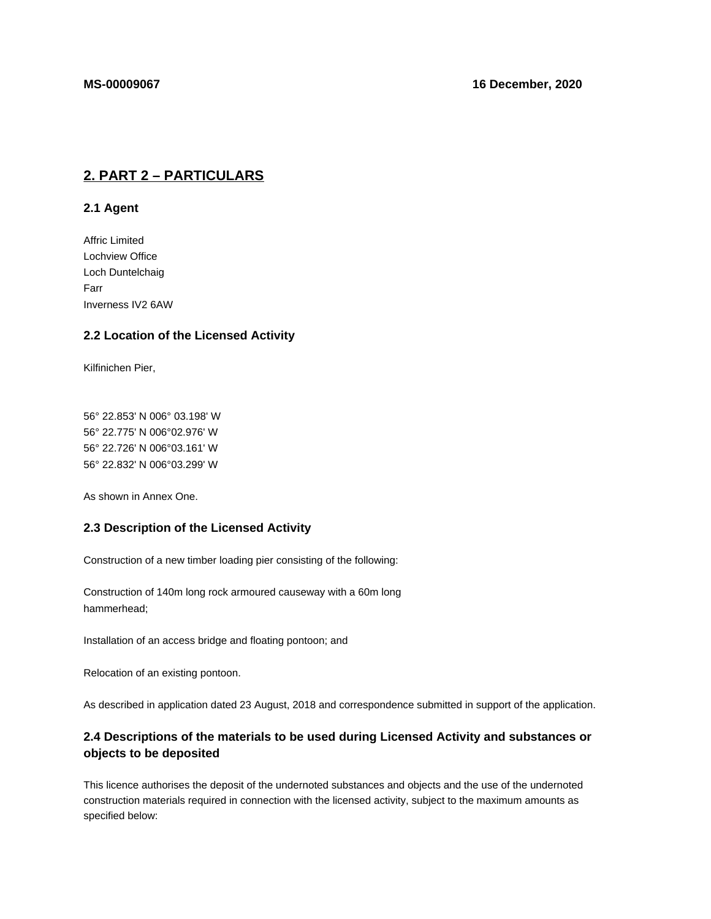**MS-00009067** **16 December, 2020**

## 2. PART 2 – PARTICULARS

### 2.1 Agent

Affric Limited
Lochview Office
Loch Duntelchaig
Farr
Inverness IV2 6AW

### 2.2 Location of the Licensed Activity

Kilfinichen Pier,

56° 22.853' N 006° 03.198' W
56° 22.775' N 006°02.976' W
56° 22.726' N 006°03.161' W
56° 22.832' N 006°03.299' W

As shown in Annex One.

### 2.3 Description of the Licensed Activity

Construction of a new timber loading pier consisting of the following:

Construction of 140m long rock armoured causeway with a 60m long hammerhead;

Installation of an access bridge and floating pontoon; and

Relocation of an existing pontoon.

As described in application dated 23 August, 2018 and correspondence submitted in support of the application.

### 2.4 Descriptions of the materials to be used during Licensed Activity and substances or objects to be deposited

This licence authorises the deposit of the undernoted substances and objects and the use of the undernoted construction materials required in connection with the licensed activity, subject to the maximum amounts as specified below: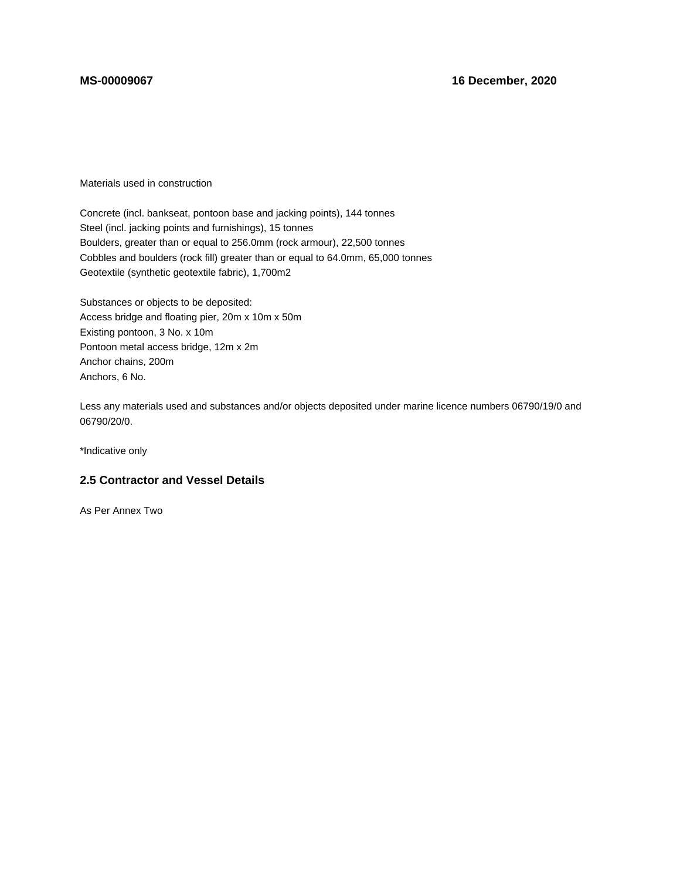Materials used in construction

Concrete (incl. bankseat, pontoon base and jacking points), 144 tonnes
Steel (incl. jacking points and furnishings), 15 tonnes
Boulders, greater than or equal to 256.0mm (rock armour), 22,500 tonnes
Cobbles and boulders (rock fill) greater than or equal to 64.0mm, 65,000 tonnes
Geotextile (synthetic geotextile fabric), 1,700m2

Substances or objects to be deposited:
Access bridge and floating pier, 20m x 10m x 50m
Existing pontoon, 3 No. x 10m
Pontoon metal access bridge, 12m x 2m
Anchor chains, 200m
Anchors, 6 No.

Less any materials used and substances and/or objects deposited under marine licence numbers 06790/19/0 and 06790/20/0.

*Indicative only

### 2.5 Contractor and Vessel Details

As Per Annex Two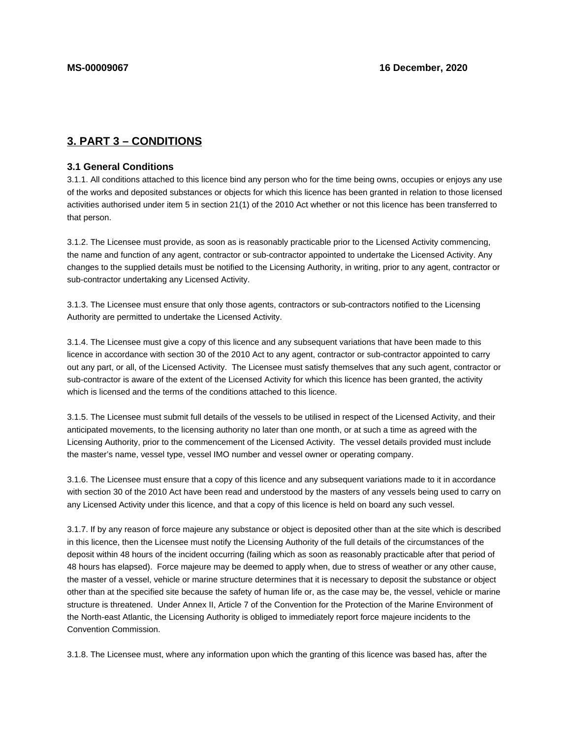## 3. PART 3 – CONDITIONS

### 3.1 General Conditions

3.1.1. All conditions attached to this licence bind any person who for the time being owns, occupies or enjoys any use of the works and deposited substances or objects for which this licence has been granted in relation to those licensed activities authorised under item 5 in section 21(1) of the 2010 Act whether or not this licence has been transferred to that person.

3.1.2. The Licensee must provide, as soon as is reasonably practicable prior to the Licensed Activity commencing, the name and function of any agent, contractor or sub-contractor appointed to undertake the Licensed Activity. Any changes to the supplied details must be notified to the Licensing Authority, in writing, prior to any agent, contractor or sub-contractor undertaking any Licensed Activity.

3.1.3. The Licensee must ensure that only those agents, contractors or sub-contractors notified to the Licensing Authority are permitted to undertake the Licensed Activity.

3.1.4. The Licensee must give a copy of this licence and any subsequent variations that have been made to this licence in accordance with section 30 of the 2010 Act to any agent, contractor or sub-contractor appointed to carry out any part, or all, of the Licensed Activity. The Licensee must satisfy themselves that any such agent, contractor or sub-contractor is aware of the extent of the Licensed Activity for which this licence has been granted, the activity which is licensed and the terms of the conditions attached to this licence.

3.1.5. The Licensee must submit full details of the vessels to be utilised in respect of the Licensed Activity, and their anticipated movements, to the licensing authority no later than one month, or at such a time as agreed with the Licensing Authority, prior to the commencement of the Licensed Activity. The vessel details provided must include the master's name, vessel type, vessel IMO number and vessel owner or operating company.

3.1.6. The Licensee must ensure that a copy of this licence and any subsequent variations made to it in accordance with section 30 of the 2010 Act have been read and understood by the masters of any vessels being used to carry on any Licensed Activity under this licence, and that a copy of this licence is held on board any such vessel.

3.1.7. If by any reason of force majeure any substance or object is deposited other than at the site which is described in this licence, then the Licensee must notify the Licensing Authority of the full details of the circumstances of the deposit within 48 hours of the incident occurring (failing which as soon as reasonably practicable after that period of 48 hours has elapsed). Force majeure may be deemed to apply when, due to stress of weather or any other cause, the master of a vessel, vehicle or marine structure determines that it is necessary to deposit the substance or object other than at the specified site because the safety of human life or, as the case may be, the vessel, vehicle or marine structure is threatened. Under Annex II, Article 7 of the Convention for the Protection of the Marine Environment of the North-east Atlantic, the Licensing Authority is obliged to immediately report force majeure incidents to the Convention Commission.

3.1.8. The Licensee must, where any information upon which the granting of this licence was based has, after the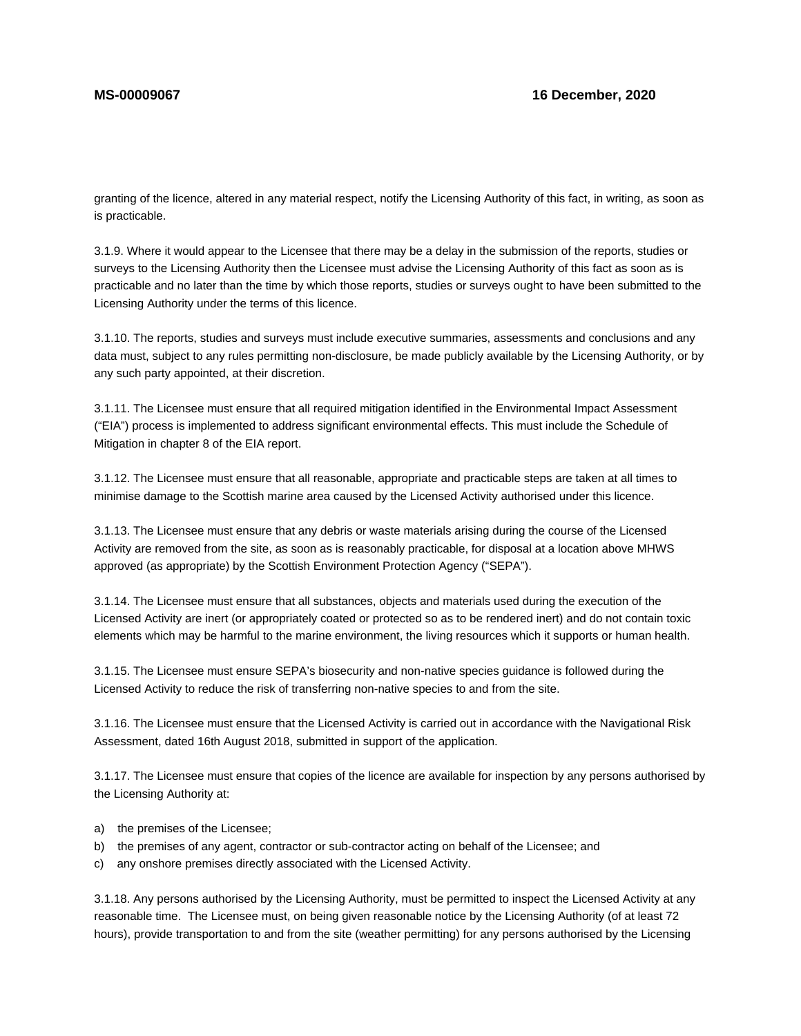granting of the licence, altered in any material respect, notify the Licensing Authority of this fact, in writing, as soon as is practicable.

3.1.9. Where it would appear to the Licensee that there may be a delay in the submission of the reports, studies or surveys to the Licensing Authority then the Licensee must advise the Licensing Authority of this fact as soon as is practicable and no later than the time by which those reports, studies or surveys ought to have been submitted to the Licensing Authority under the terms of this licence.

3.1.10. The reports, studies and surveys must include executive summaries, assessments and conclusions and any data must, subject to any rules permitting non-disclosure, be made publicly available by the Licensing Authority, or by any such party appointed, at their discretion.

3.1.11. The Licensee must ensure that all required mitigation identified in the Environmental Impact Assessment ("EIA") process is implemented to address significant environmental effects. This must include the Schedule of Mitigation in chapter 8 of the EIA report.

3.1.12. The Licensee must ensure that all reasonable, appropriate and practicable steps are taken at all times to minimise damage to the Scottish marine area caused by the Licensed Activity authorised under this licence.

3.1.13. The Licensee must ensure that any debris or waste materials arising during the course of the Licensed Activity are removed from the site, as soon as is reasonably practicable, for disposal at a location above MHWS approved (as appropriate) by the Scottish Environment Protection Agency ("SEPA").

3.1.14. The Licensee must ensure that all substances, objects and materials used during the execution of the Licensed Activity are inert (or appropriately coated or protected so as to be rendered inert) and do not contain toxic elements which may be harmful to the marine environment, the living resources which it supports or human health.

3.1.15. The Licensee must ensure SEPA's biosecurity and non-native species guidance is followed during the Licensed Activity to reduce the risk of transferring non-native species to and from the site.

3.1.16. The Licensee must ensure that the Licensed Activity is carried out in accordance with the Navigational Risk Assessment, dated 16th August 2018, submitted in support of the application.

3.1.17. The Licensee must ensure that copies of the licence are available for inspection by any persons authorised by the Licensing Authority at:

a) the premises of the Licensee;
b) the premises of any agent, contractor or sub-contractor acting on behalf of the Licensee; and
c) any onshore premises directly associated with the Licensed Activity.

3.1.18. Any persons authorised by the Licensing Authority, must be permitted to inspect the Licensed Activity at any reasonable time. The Licensee must, on being given reasonable notice by the Licensing Authority (of at least 72 hours), provide transportation to and from the site (weather permitting) for any persons authorised by the Licensing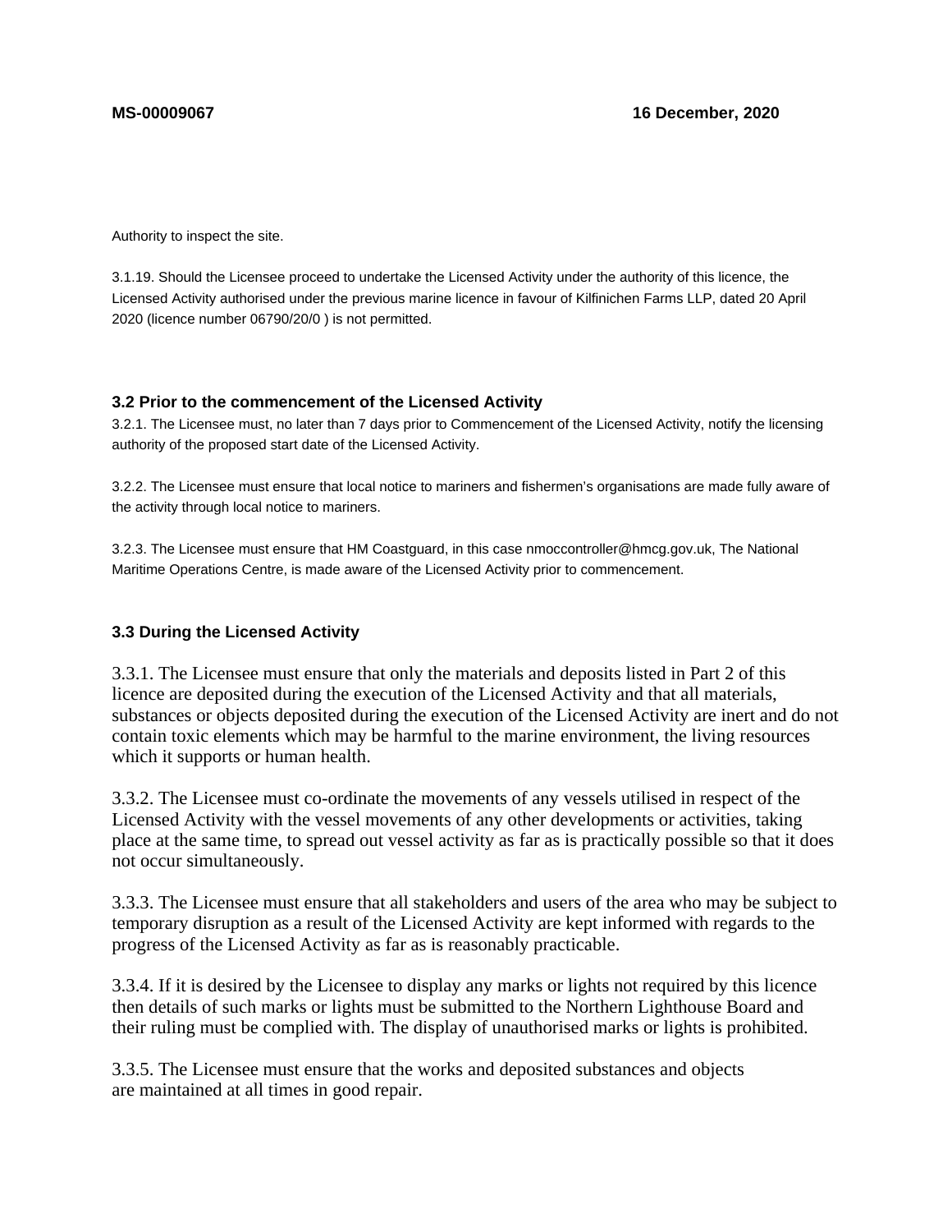Authority to inspect the site.

3.1.19. Should the Licensee proceed to undertake the Licensed Activity under the authority of this licence, the Licensed Activity authorised under the previous marine licence in favour of Kilfinichen Farms LLP, dated 20 April 2020 (licence number 06790/20/0 ) is not permitted.

### 3.2 Prior to the commencement of the Licensed Activity

3.2.1. The Licensee must, no later than 7 days prior to Commencement of the Licensed Activity, notify the licensing authority of the proposed start date of the Licensed Activity.

3.2.2. The Licensee must ensure that local notice to mariners and fishermen's organisations are made fully aware of the activity through local notice to mariners.

3.2.3. The Licensee must ensure that HM Coastguard, in this case nmoccontroller@hmcg.gov.uk, The National Maritime Operations Centre, is made aware of the Licensed Activity prior to commencement.

### 3.3 During the Licensed Activity

3.3.1. The Licensee must ensure that only the materials and deposits listed in Part 2 of this licence are deposited during the execution of the Licensed Activity and that all materials, substances or objects deposited during the execution of the Licensed Activity are inert and do not contain toxic elements which may be harmful to the marine environment, the living resources which it supports or human health.

3.3.2. The Licensee must co-ordinate the movements of any vessels utilised in respect of the Licensed Activity with the vessel movements of any other developments or activities, taking place at the same time, to spread out vessel activity as far as is practically possible so that it does not occur simultaneously.

3.3.3. The Licensee must ensure that all stakeholders and users of the area who may be subject to temporary disruption as a result of the Licensed Activity are kept informed with regards to the progress of the Licensed Activity as far as is reasonably practicable.

3.3.4. If it is desired by the Licensee to display any marks or lights not required by this licence then details of such marks or lights must be submitted to the Northern Lighthouse Board and their ruling must be complied with. The display of unauthorised marks or lights is prohibited.

3.3.5. The Licensee must ensure that the works and deposited substances and objects are maintained at all times in good repair.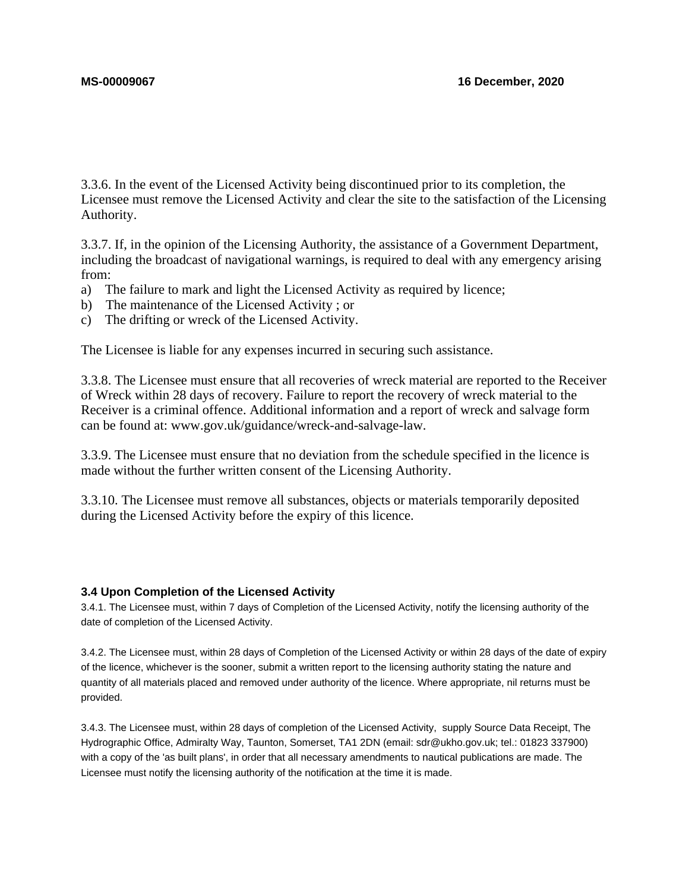3.3.6. In the event of the Licensed Activity being discontinued prior to its completion, the Licensee must remove the Licensed Activity and clear the site to the satisfaction of the Licensing Authority.

3.3.7. If, in the opinion of the Licensing Authority, the assistance of a Government Department, including the broadcast of navigational warnings, is required to deal with any emergency arising from:

a) The failure to mark and light the Licensed Activity as required by licence;
b) The maintenance of the Licensed Activity ; or
c) The drifting or wreck of the Licensed Activity.

The Licensee is liable for any expenses incurred in securing such assistance.

3.3.8. The Licensee must ensure that all recoveries of wreck material are reported to the Receiver of Wreck within 28 days of recovery. Failure to report the recovery of wreck material to the Receiver is a criminal offence. Additional information and a report of wreck and salvage form can be found at: www.gov.uk/guidance/wreck-and-salvage-law.

3.3.9. The Licensee must ensure that no deviation from the schedule specified in the licence is made without the further written consent of the Licensing Authority.

3.3.10. The Licensee must remove all substances, objects or materials temporarily deposited during the Licensed Activity before the expiry of this licence.

### 3.4 Upon Completion of the Licensed Activity

3.4.1. The Licensee must, within 7 days of Completion of the Licensed Activity, notify the licensing authority of the date of completion of the Licensed Activity.

3.4.2. The Licensee must, within 28 days of Completion of the Licensed Activity or within 28 days of the date of expiry of the licence, whichever is the sooner, submit a written report to the licensing authority stating the nature and quantity of all materials placed and removed under authority of the licence. Where appropriate, nil returns must be provided.

3.4.3. The Licensee must, within 28 days of completion of the Licensed Activity, supply Source Data Receipt, The Hydrographic Office, Admiralty Way, Taunton, Somerset, TA1 2DN (email: sdr@ukho.gov.uk; tel.: 01823 337900) with a copy of the 'as built plans', in order that all necessary amendments to nautical publications are made. The Licensee must notify the licensing authority of the notification at the time it is made.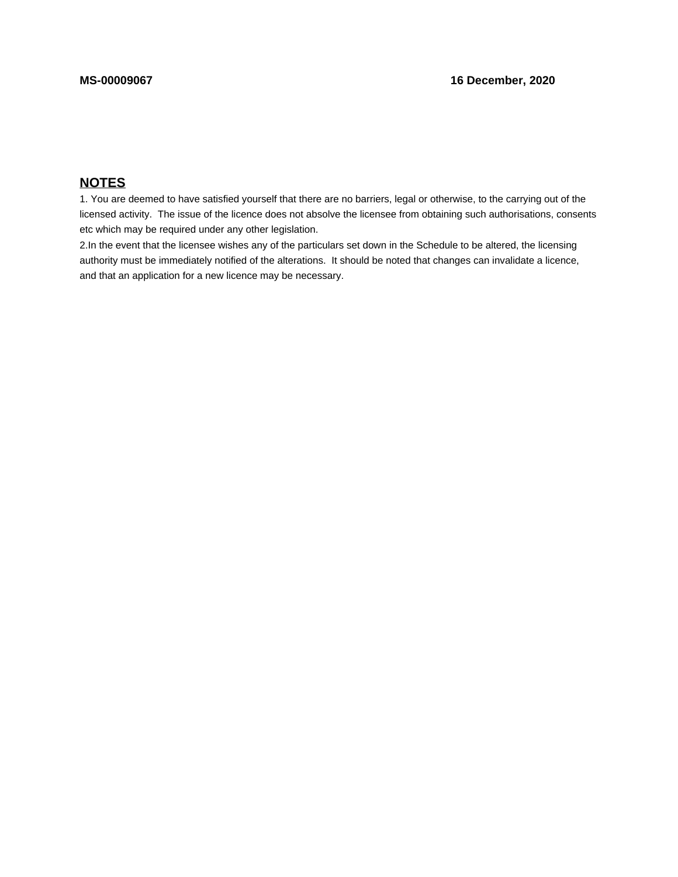**MS-00009067** **16 December, 2020**

## NOTES

1. You are deemed to have satisfied yourself that there are no barriers, legal or otherwise, to the carrying out of the licensed activity. The issue of the licence does not absolve the licensee from obtaining such authorisations, consents etc which may be required under any other legislation.
2. In the event that the licensee wishes any of the particulars set down in the Schedule to be altered, the licensing authority must be immediately notified of the alterations. It should be noted that changes can invalidate a licence, and that an application for a new licence may be necessary.